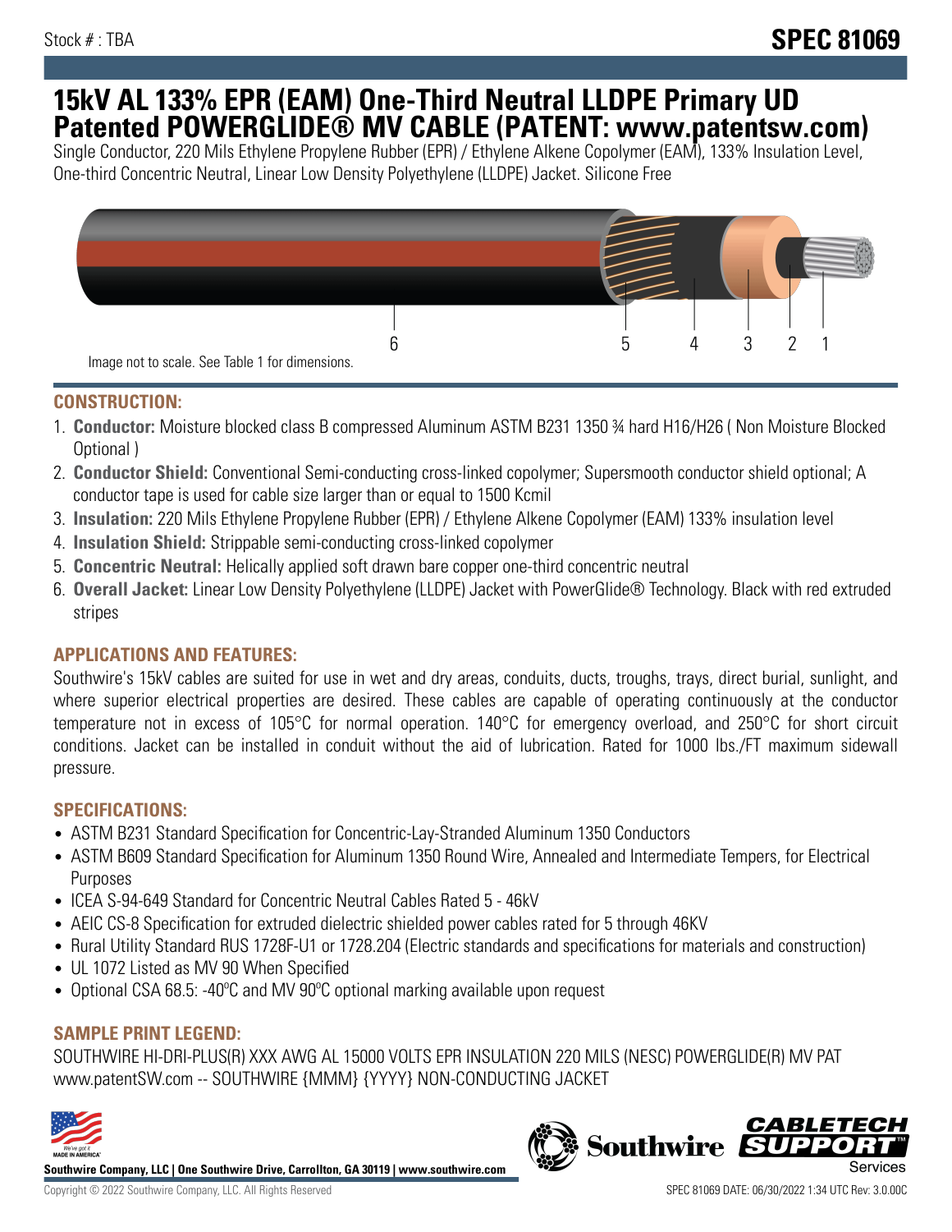Stock # : TBA

# SPEC 81069

# 15kV AL 133% EPR (EAM) One-Third Neutral LLDPE Primary UD Patented POWERGLIDE® MV CABLE (PATENT: www.patentsw.com)

Single Conductor, 220 Mils Ethylene Propylene Rubber (EPR) / Ethylene Alkene Copolymer (EAM), 133% Insulation Level, One-third Concentric Neutral, Linear Low Density Polyethylene (LLDPE) Jacket. Silicone Free

6 5 4 3 2 1

Image not to scale. See Table 1 for dimensions.

## CONSTRUCTION:

1. **Conductor:** Moisture blocked class B compressed Aluminum ASTM B231 1350 ¾ hard H16/H26 ( Non Moisture Blocked Optional )
2. **Conductor Shield:** Conventional Semi-conducting cross-linked copolymer; Supersmooth conductor shield optional; A conductor tape is used for cable size larger than or equal to 1500 Kcmil
3. **Insulation:** 220 Mils Ethylene Propylene Rubber (EPR) / Ethylene Alkene Copolymer (EAM) 133% insulation level
4. **Insulation Shield:** Strippable semi-conducting cross-linked copolymer
5. **Concentric Neutral:** Helically applied soft drawn bare copper one-third concentric neutral
6. **Overall Jacket:** Linear Low Density Polyethylene (LLDPE) Jacket with PowerGlide® Technology. Black with red extruded stripes

## APPLICATIONS AND FEATURES:

Southwire's 15kV cables are suited for use in wet and dry areas, conduits, ducts, troughs, trays, direct burial, sunlight, and where superior electrical properties are desired. These cables are capable of operating continuously at the conductor temperature not in excess of 105°C for normal operation. 140°C for emergency overload, and 250°C for short circuit conditions. Jacket can be installed in conduit without the aid of lubrication. Rated for 1000 lbs./FT maximum sidewall pressure.

## SPECIFICATIONS:

- ASTM B231 Standard Specification for Concentric-Lay-Stranded Aluminum 1350 Conductors
- ASTM B609 Standard Specification for Aluminum 1350 Round Wire, Annealed and Intermediate Tempers, for Electrical Purposes
- ICEA S-94-649 Standard for Concentric Neutral Cables Rated 5 - 46kV
- AEIC CS-8 Specification for extruded dielectric shielded power cables rated for 5 through 46KV
- Rural Utility Standard RUS 1728F-U1 or 1728.204 (Electric standards and specifications for materials and construction)
- UL 1072 Listed as MV 90 When Specified
- Optional CSA 68.5: -40ºC and MV 90ºC optional marking available upon request

## SAMPLE PRINT LEGEND:

SOUTHWIRE HI-DRI-PLUS(R) XXX AWG AL 15000 VOLTS EPR INSULATION 220 MILS (NESC) POWERGLIDE(R) MV PAT www.patentSW.com -- SOUTHWIRE {MMM} {YYYY} NON-CONDUCTING JACKET

Southwire Company, LLC | One Southwire Drive, Carrollton, GA 30119 | www.southwire.com

Copyright © 2022 Southwire Company, LLC. All Rights Reserved

SPEC 81069 DATE: 06/30/2022 1:34 UTC Rev: 3.0.00C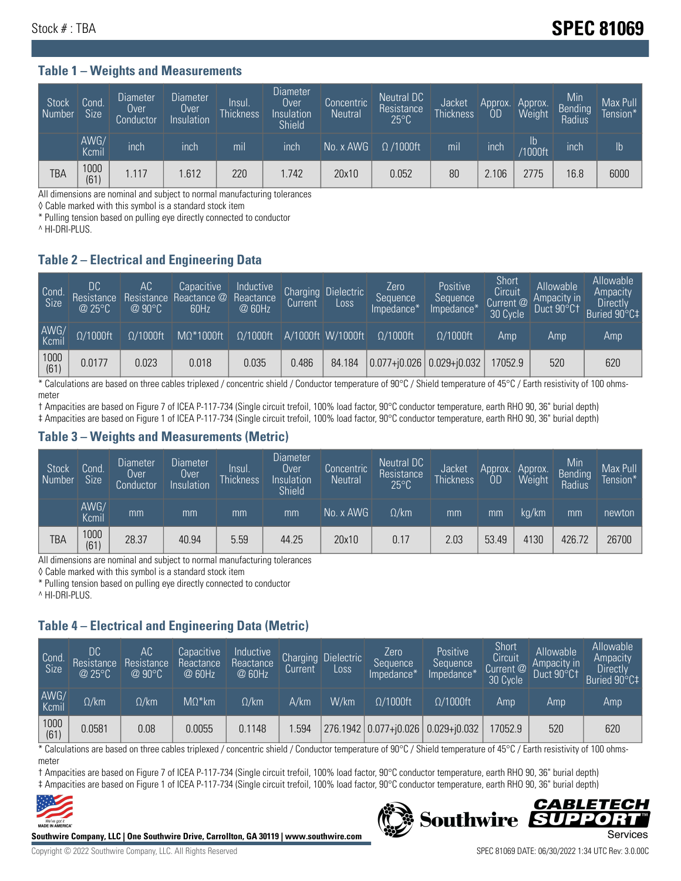Stock # : TBA

# SPEC 81069

## Table 1 – Weights and Measurements

| Stock Number | Cond. Size | Diameter Over Conductor | Diameter Over Insulation | Insul. Thickness | Diameter Over Insulation Shield | Concentric Neutral | Neutral DC Resistance 25°C | Jacket Thickness | Approx. OD | Approx. Weight | Min Bending Radius | Max Pull Tension* |
|---|---|---|---|---|---|---|---|---|---|---|---|---|
| | AWG/ Kcmil | inch | inch | mil | inch | No. x AWG | Ω /1000ft | mil | inch | lb /1000ft | inch | lb |
| TBA | 1000 (61) | 1.117 | 1.612 | 220 | 1.742 | 20x10 | 0.052 | 80 | 2.106 | 2775 | 16.8 | 6000 |

All dimensions are nominal and subject to normal manufacturing tolerances

◊ Cable marked with this symbol is a standard stock item

* Pulling tension based on pulling eye directly connected to conductor

^ HI-DRI-PLUS.

## Table 2 – Electrical and Engineering Data

| Cond. Size | DC Resistance @ 25°C | AC Resistance @ 90°C | Capacitive Reactance @ 60Hz | Inductive Reactance @ 60Hz | Charging Current | Dielectric Loss | Zero Sequence Impedance* | Positive Sequence Impedance* | Short Circuit Current @ 30 Cycle | Allowable Ampacity in Duct 90°C† | Allowable Ampacity Directly Buried 90°C‡ |
|---|---|---|---|---|---|---|---|---|---|---|---|
| AWG/ Kcmil | Ω/1000ft | Ω/1000ft | MΩ*1000ft | Ω/1000ft | A/1000ft | W/1000ft | Ω/1000ft | Ω/1000ft | Amp | Amp | Amp |
| 1000 (61) | 0.0177 | 0.023 | 0.018 | 0.035 | 0.486 | 84.184 | 0.077+j0.026 | 0.029+j0.032 | 17052.9 | 520 | 620 |

* Calculations are based on three cables triplexed / concentric shield / Conductor temperature of 90°C / Shield temperature of 45°C / Earth resistivity of 100 ohms-meter

† Ampacities are based on Figure 7 of ICEA P-117-734 (Single circuit trefoil, 100% load factor, 90°C conductor temperature, earth RHO 90, 36" burial depth)

‡ Ampacities are based on Figure 1 of ICEA P-117-734 (Single circuit trefoil, 100% load factor, 90°C conductor temperature, earth RHO 90, 36" burial depth)

## Table 3 – Weights and Measurements (Metric)

| Stock Number | Cond. Size | Diameter Over Conductor | Diameter Over Insulation | Insul. Thickness | Diameter Over Insulation Shield | Concentric Neutral | Neutral DC Resistance 25°C | Jacket Thickness | Approx. OD | Approx. Weight | Min Bending Radius | Max Pull Tension* |
|---|---|---|---|---|---|---|---|---|---|---|---|---|
| | AWG/ Kcmil | mm | mm | mm | mm | No. x AWG | Ω/km | mm | mm | kg/km | mm | newton |
| TBA | 1000 (61) | 28.37 | 40.94 | 5.59 | 44.25 | 20x10 | 0.17 | 2.03 | 53.49 | 4130 | 426.72 | 26700 |

All dimensions are nominal and subject to normal manufacturing tolerances

◊ Cable marked with this symbol is a standard stock item

* Pulling tension based on pulling eye directly connected to conductor

^ HI-DRI-PLUS.

## Table 4 – Electrical and Engineering Data (Metric)

| Cond. Size | DC Resistance @ 25°C | AC Resistance @ 90°C | Capacitive Reactance @ 60Hz | Inductive Reactance @ 60Hz | Charging Current | Dielectric Loss | Zero Sequence Impedance* | Positive Sequence Impedance* | Short Circuit Current @ 30 Cycle | Allowable Ampacity in Duct 90°C† | Allowable Ampacity Directly Buried 90°C‡ |
|---|---|---|---|---|---|---|---|---|---|---|---|
| AWG/ Kcmil | Ω/km | Ω/km | MΩ*km | Ω/km | A/km | W/km | Ω/1000ft | Ω/1000ft | Amp | Amp | Amp |
| 1000 (61) | 0.0581 | 0.08 | 0.0055 | 0.1148 | 1.594 | 276.1942 | 0.077+j0.026 | 0.029+j0.032 | 17052.9 | 520 | 620 |

* Calculations are based on three cables triplexed / concentric shield / Conductor temperature of 90°C / Shield temperature of 45°C / Earth resistivity of 100 ohms-meter

† Ampacities are based on Figure 7 of ICEA P-117-734 (Single circuit trefoil, 100% load factor, 90°C conductor temperature, earth RHO 90, 36" burial depth)

‡ Ampacities are based on Figure 1 of ICEA P-117-734 (Single circuit trefoil, 100% load factor, 90°C conductor temperature, earth RHO 90, 36" burial depth)

Southwire Company, LLC | One Southwire Drive, Carrollton, GA 30119 | www.southwire.com

Copyright © 2022 Southwire Company, LLC. All Rights Reserved

SPEC 81069 DATE: 06/30/2022 1:34 UTC Rev: 3.0.00C